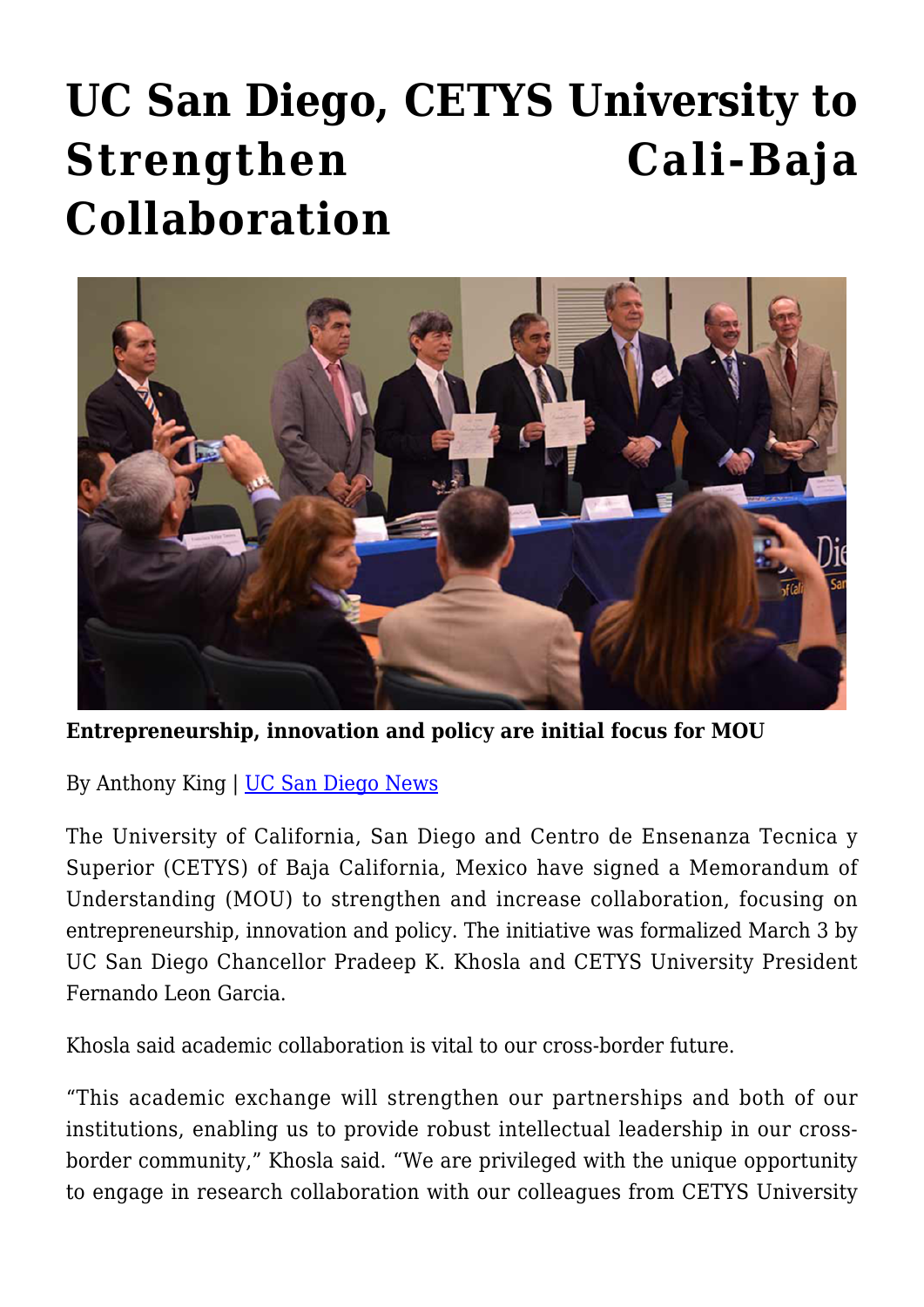# UC San Diego, CETYS University to Strengthen Cali-Baja Collaboration

**Entrepreneurship, innovation and policy are initial focus for MOU**

By Anthony King | UC San Diego News

The University of California, San Diego and Centro de Ensenanza Tecnica y Superior (CETYS) of Baja California, Mexico have signed a Memorandum of Understanding (MOU) to strengthen and increase collaboration, focusing on entrepreneurship, innovation and policy. The initiative was formalized March 3 by UC San Diego Chancellor Pradeep K. Khosla and CETYS University President Fernando Leon Garcia.

Khosla said academic collaboration is vital to our cross-border future.

"This academic exchange will strengthen our partnerships and both of our institutions, enabling us to provide robust intellectual leadership in our cross-border community," Khosla said. "We are privileged with the unique opportunity to engage in research collaboration with our colleagues from CETYS University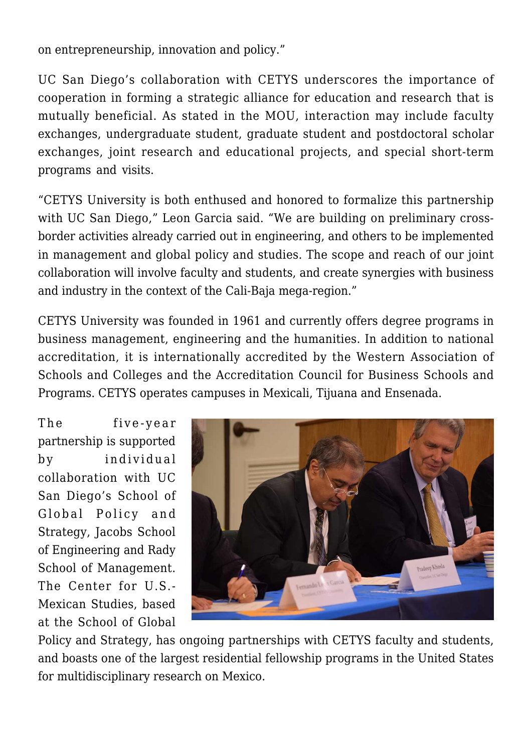on entrepreneurship, innovation and policy."

UC San Diego's collaboration with CETYS underscores the importance of cooperation in forming a strategic alliance for education and research that is mutually beneficial. As stated in the MOU, interaction may include faculty exchanges, undergraduate student, graduate student and postdoctoral scholar exchanges, joint research and educational projects, and special short-term programs and visits.

"CETYS University is both enthused and honored to formalize this partnership with UC San Diego," Leon Garcia said. "We are building on preliminary cross-border activities already carried out in engineering, and others to be implemented in management and global policy and studies. The scope and reach of our joint collaboration will involve faculty and students, and create synergies with business and industry in the context of the Cali-Baja mega-region."

CETYS University was founded in 1961 and currently offers degree programs in business management, engineering and the humanities. In addition to national accreditation, it is internationally accredited by the Western Association of Schools and Colleges and the Accreditation Council for Business Schools and Programs. CETYS operates campuses in Mexicali, Tijuana and Ensenada.

The five-year partnership is supported by individual collaboration with UC San Diego's School of Global Policy and Strategy, Jacobs School of Engineering and Rady School of Management. The Center for U.S.-Mexican Studies, based at the School of Global Policy and Strategy, has ongoing partnerships with CETYS faculty and students, and boasts one of the largest residential fellowship programs in the United States for multidisciplinary research on Mexico.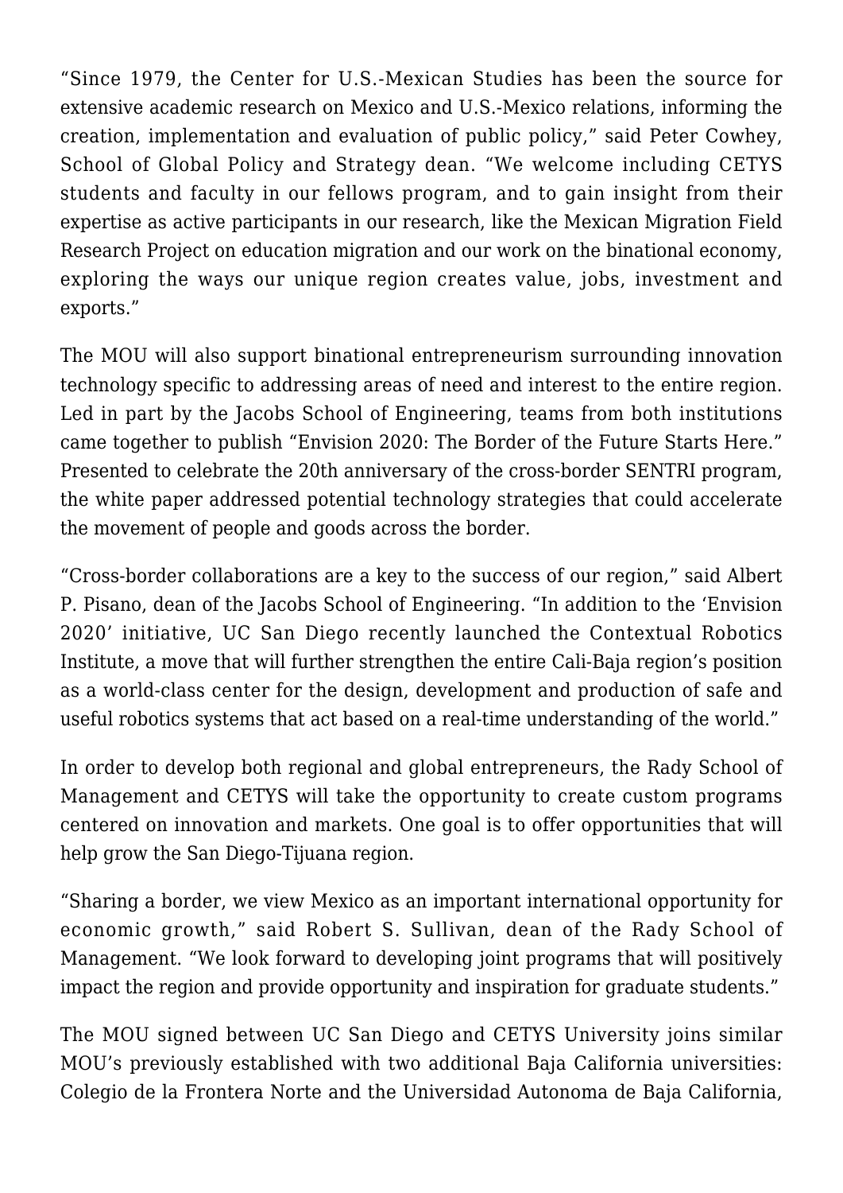"Since 1979, the Center for U.S.-Mexican Studies has been the source for extensive academic research on Mexico and U.S.-Mexico relations, informing the creation, implementation and evaluation of public policy," said Peter Cowhey, School of Global Policy and Strategy dean. "We welcome including CETYS students and faculty in our fellows program, and to gain insight from their expertise as active participants in our research, like the Mexican Migration Field Research Project on education migration and our work on the binational economy, exploring the ways our unique region creates value, jobs, investment and exports."

The MOU will also support binational entrepreneurism surrounding innovation technology specific to addressing areas of need and interest to the entire region. Led in part by the Jacobs School of Engineering, teams from both institutions came together to publish "Envision 2020: The Border of the Future Starts Here." Presented to celebrate the 20th anniversary of the cross-border SENTRI program, the white paper addressed potential technology strategies that could accelerate the movement of people and goods across the border.

"Cross-border collaborations are a key to the success of our region," said Albert P. Pisano, dean of the Jacobs School of Engineering. "In addition to the 'Envision 2020' initiative, UC San Diego recently launched the Contextual Robotics Institute, a move that will further strengthen the entire Cali-Baja region's position as a world-class center for the design, development and production of safe and useful robotics systems that act based on a real-time understanding of the world."

In order to develop both regional and global entrepreneurs, the Rady School of Management and CETYS will take the opportunity to create custom programs centered on innovation and markets. One goal is to offer opportunities that will help grow the San Diego-Tijuana region.

"Sharing a border, we view Mexico as an important international opportunity for economic growth," said Robert S. Sullivan, dean of the Rady School of Management. "We look forward to developing joint programs that will positively impact the region and provide opportunity and inspiration for graduate students."

The MOU signed between UC San Diego and CETYS University joins similar MOU's previously established with two additional Baja California universities: Colegio de la Frontera Norte and the Universidad Autonoma de Baja California,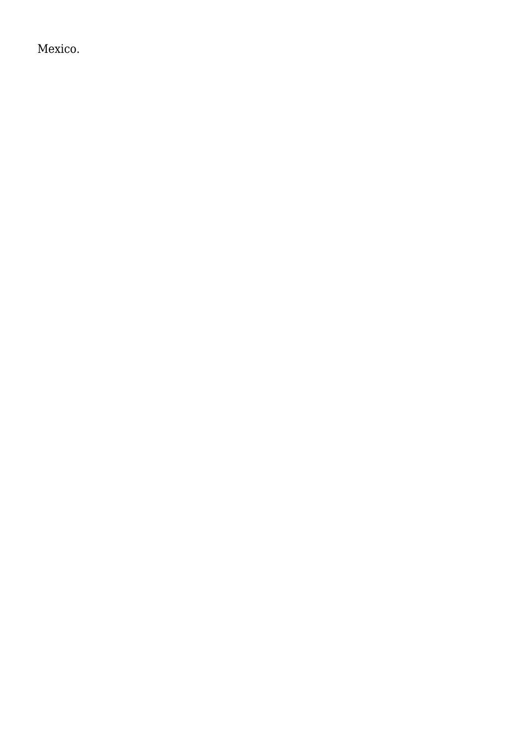Mexico.